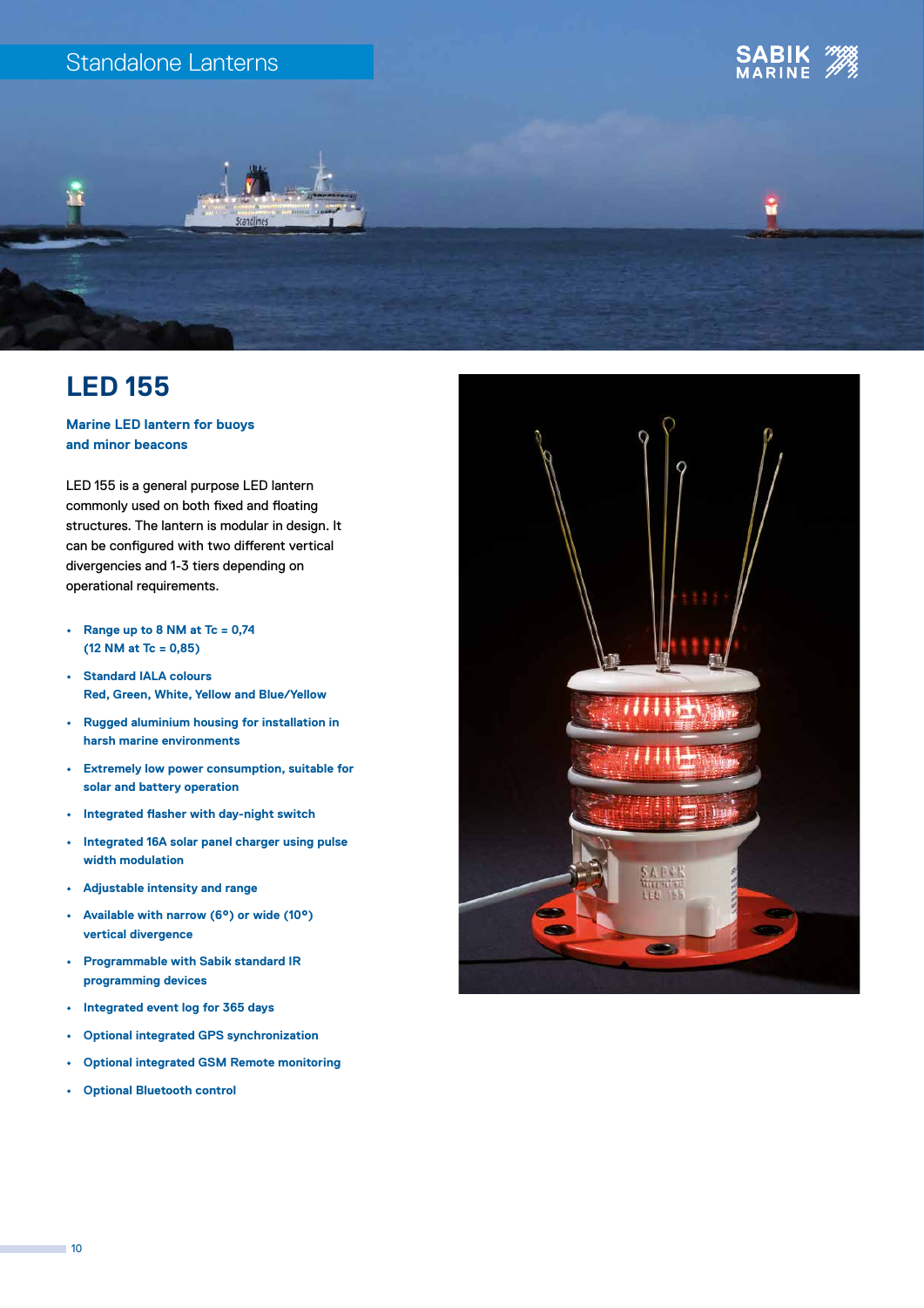Standalone Lanterns

# LED 155

**Marine LED lantern for buoys and minor beacons**

LED 155 is a general purpose LED lantern commonly used on both fixed and floating structures. The lantern is modular in design. It can be configured with two different vertical divergencies and 1-3 tiers depending on operational requirements.

- **Range up to 8 NM at Tc = 0,74 (12 NM at Tc = 0,85)**
- **Standard IALA colours Red, Green, White, Yellow and Blue/Yellow**
- **Rugged aluminium housing for installation in harsh marine environments**
- **Extremely low power consumption, suitable for solar and battery operation**
- **Integrated flasher with day-night switch**
- **Integrated 16A solar panel charger using pulse width modulation**
- **Adjustable intensity and range**
- **Available with narrow (6°) or wide (10°) vertical divergence**
- **Programmable with Sabik standard IR programming devices**
- **Integrated event log for 365 days**
- **Optional integrated GPS synchronization**
- **Optional integrated GSM Remote monitoring**
- **Optional Bluetooth control**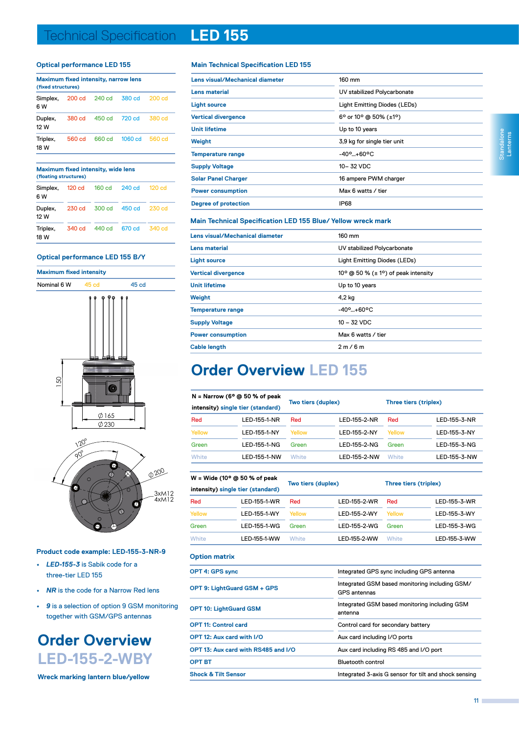# Technical Specification LED 155

## Optical performance LED 155

### Maximum fixed intensity, narrow lens (fixed structures)

| | | | | |
|---|---|---|---|---|
| Simplex, 6 W | 200 cd | 240 cd | 380 cd | 200 cd |
| Duplex, 12 W | 380 cd | 450 cd | 720 cd | 380 cd |
| Triplex, 18 W | 560 cd | 660 cd | 1060 cd | 560 cd |

### Maximum fixed intensity, wide lens (floating structures)

| | | | | |
|---|---|---|---|---|
| Simplex, 6 W | 120 cd | 160 cd | 240 cd | 120 cd |
| Duplex, 12 W | 230 cd | 300 cd | 450 cd | 230 cd |
| Triplex, 18 W | 340 cd | 440 cd | 670 cd | 340 cd |

## Optical performance LED 155 B/Y

### Maximum fixed intensity

| | | |
|---|---|---|
| Nominal 6 W | 45 cd | 45 cd |

150
∅165
∅230
120°
90°
∅200
3xM12
4xM12

### Product code example: LED-155-3-NR-9

- ***LED-155-3*** is Sabik code for a three-tier LED 155
- ***NR*** is the code for a Narrow Red lens
- ***9*** is a selection of option 9 GSM monitoring together with GSM/GPS antennas

# Order Overview LED-155-2-WBY

**Wreck marking lantern blue/yellow**

## Main Technical Specification LED 155

| | |
|---|---|
| Lens visual/Mechanical diameter | 160 mm |
| Lens material | UV stabilized Polycarbonate |
| Light source | Light Emitting Diodes (LEDs) |
| Vertical divergence | 6° or 10° @ 50% (±1°) |
| Unit lifetime | Up to 10 years |
| Weight | 3,9 kg for single tier unit |
| Temperature range | -40°...+60°C |
| Supply Voltage | 10– 32 VDC |
| Solar Panel Charger | 16 ampere PWM charger |
| Power consumption | Max 6 watts / tier |
| Degree of protection | IP68 |

## Main Technical Specification LED 155 Blue/ Yellow wreck mark

| | |
|---|---|
| Lens visual/Mechanical diameter | 160 mm |
| Lens material | UV stabilized Polycarbonate |
| Light source | Light Emitting Diodes (LEDs) |
| Vertical divergence | 10° @ 50 % (± 1°) of peak intensity |
| Unit lifetime | Up to 10 years |
| Weight | 4,2 kg |
| Temperature range | -40°...+60°C |
| Supply Voltage | 10 – 32 VDC |
| Power consumption | Max 6 watts / tier |
| Cable length | 2 m / 6 m |

# Order Overview LED 155

| N = Narrow (6° @ 50 % of peak intensity) single tier (standard) | | Two tiers (duplex) | | Three tiers (triplex) | |
|---|---|---|---|---|---|
| Red | LED-155-1-NR | Red | LED-155-2-NR | Red | LED-155-3-NR |
| Yellow | LED-155-1-NY | Yellow | LED-155-2-NY | Yellow | LED-155-3-NY |
| Green | LED-155-1-NG | Green | LED-155-2-NG | Green | LED-155-3-NG |
| White | LED-155-1-NW | White | LED-155-2-NW | White | LED-155-3-NW |

| W = Wide (10° @ 50 % of peak intensity) single tier (standard) | | Two tiers (duplex) | | Three tiers (triplex) | |
|---|---|---|---|---|---|
| Red | LED-155-1-WR | Red | LED-155-2-WR | Red | LED-155-3-WR |
| Yellow | LED-155-1-WY | Yellow | LED-155-2-WY | Yellow | LED-155-3-WY |
| Green | LED-155-1-WG | Green | LED-155-2-WG | Green | LED-155-3-WG |
| White | LED-155-1-WW | White | LED-155-2-WW | White | LED-155-3-WW |

## Option matrix

| | |
|---|---|
| OPT 4: GPS sync | Integrated GPS sync including GPS antenna |
| OPT 9: LightGuard GSM + GPS | Integrated GSM based monitoring including GSM/ GPS antennas |
| OPT 10: LightGuard GSM | Integrated GSM based monitoring including GSM antenna |
| OPT 11: Control card | Control card for secondary battery |
| OPT 12: Aux card with I/O | Aux card including I/O ports |
| OPT 13: Aux card with RS485 and I/O | Aux card including RS 485 and I/O port |
| OPT BT | Bluetooth control |
| Shock & Tilt Sensor | Integrated 3-axis G sensor for tilt and shock sensing |